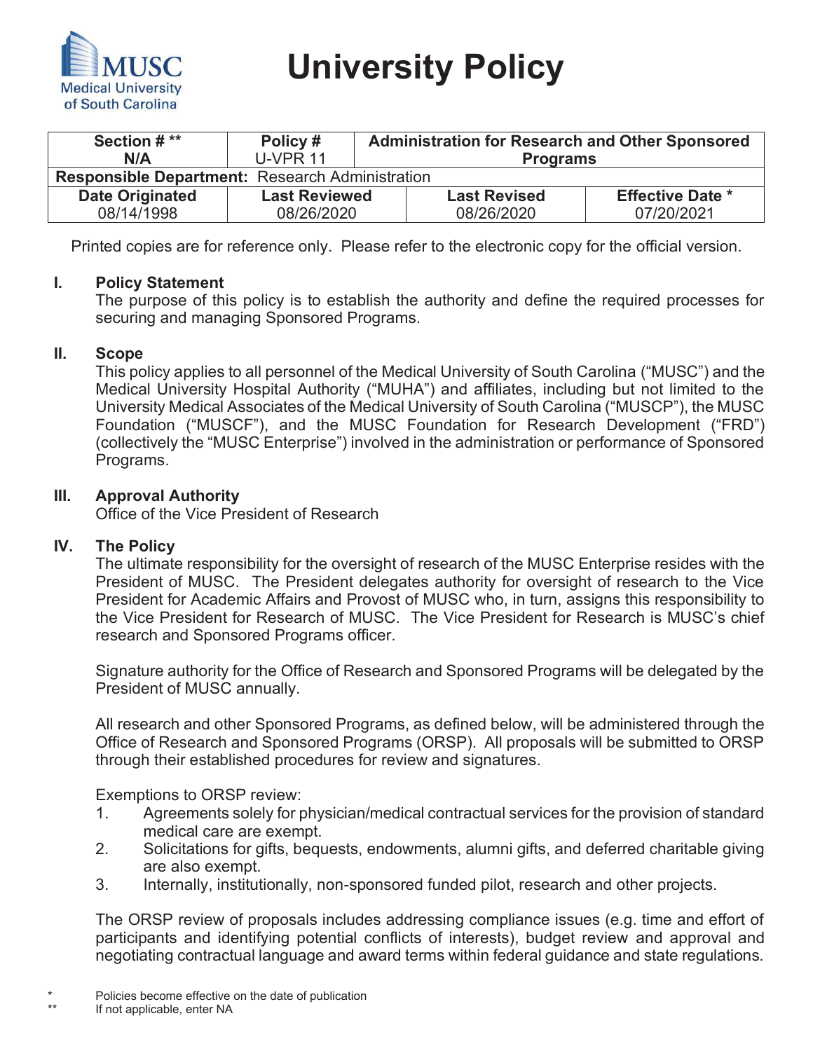# University Policy

| Section # ** N/A | Policy # U-VPR 11 | Administration for Research and Other Sponsored Programs | |
|---|---|---|---|
| **Responsible Department:** Research Administration | | | |
| **Date Originated** 08/14/1998 | **Last Reviewed** 08/26/2020 | **Last Revised** 08/26/2020 | **Effective Date *** 07/20/2021 |

Printed copies are for reference only. Please refer to the electronic copy for the official version.

## I. Policy Statement

The purpose of this policy is to establish the authority and define the required processes for securing and managing Sponsored Programs.

## II. Scope

This policy applies to all personnel of the Medical University of South Carolina ("MUSC") and the Medical University Hospital Authority ("MUHA") and affiliates, including but not limited to the University Medical Associates of the Medical University of South Carolina ("MUSCP"), the MUSC Foundation ("MUSCF"), and the MUSC Foundation for Research Development ("FRD") (collectively the "MUSC Enterprise") involved in the administration or performance of Sponsored Programs.

## III. Approval Authority

Office of the Vice President of Research

## IV. The Policy

The ultimate responsibility for the oversight of research of the MUSC Enterprise resides with the President of MUSC. The President delegates authority for oversight of research to the Vice President for Academic Affairs and Provost of MUSC who, in turn, assigns this responsibility to the Vice President for Research of MUSC. The Vice President for Research is MUSC's chief research and Sponsored Programs officer.

Signature authority for the Office of Research and Sponsored Programs will be delegated by the President of MUSC annually.

All research and other Sponsored Programs, as defined below, will be administered through the Office of Research and Sponsored Programs (ORSP). All proposals will be submitted to ORSP through their established procedures for review and signatures.

Exemptions to ORSP review:

1. Agreements solely for physician/medical contractual services for the provision of standard medical care are exempt.
2. Solicitations for gifts, bequests, endowments, alumni gifts, and deferred charitable giving are also exempt.
3. Internally, institutionally, non-sponsored funded pilot, research and other projects.

The ORSP review of proposals includes addressing compliance issues (e.g. time and effort of participants and identifying potential conflicts of interests), budget review and approval and negotiating contractual language and award terms within federal guidance and state regulations.

\* Policies become effective on the date of publication

\*\* If not applicable, enter NA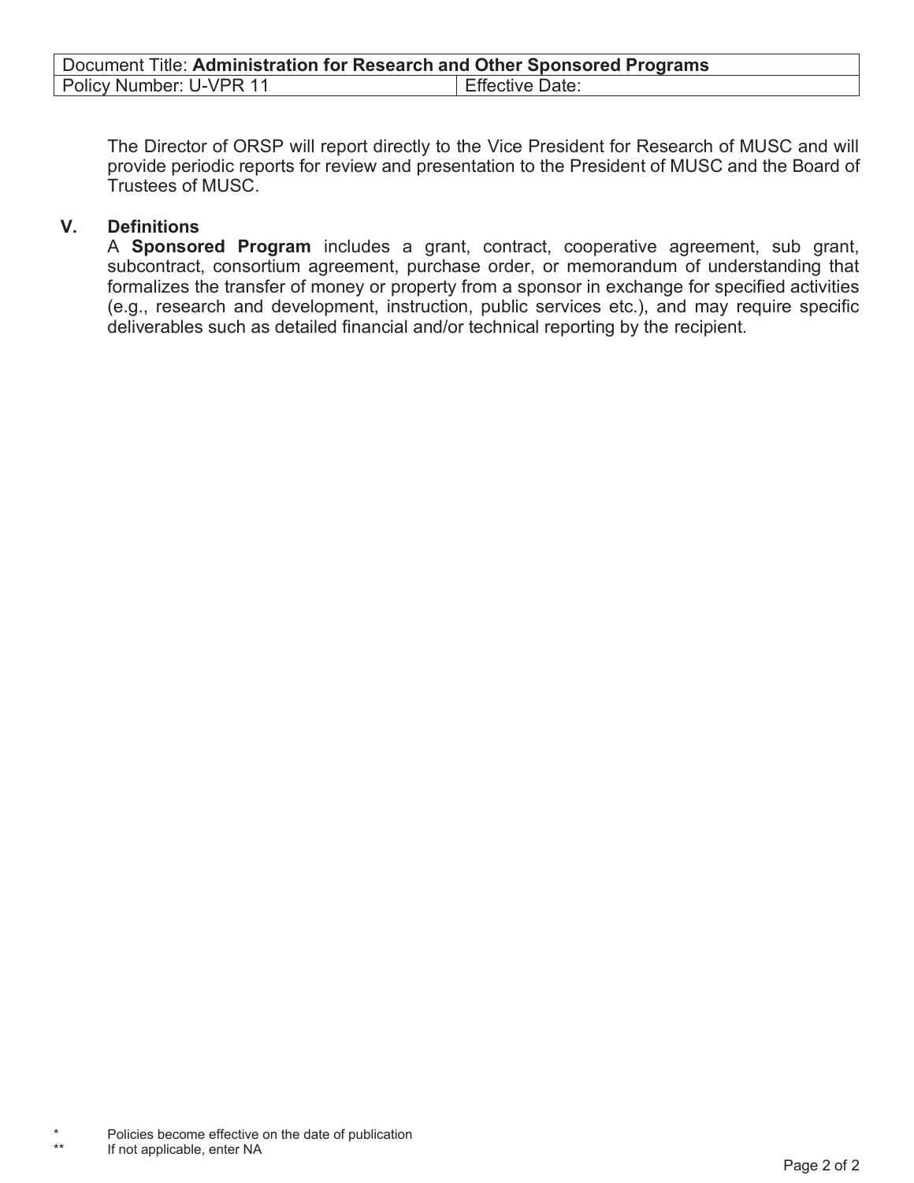The Director of ORSP will report directly to the Vice President for Research of MUSC and will provide periodic reports for review and presentation to the President of MUSC and the Board of Trustees of MUSC.

## V. Definitions

A **Sponsored Program** includes a grant, contract, cooperative agreement, sub grant, subcontract, consortium agreement, purchase order, or memorandum of understanding that formalizes the transfer of money or property from a sponsor in exchange for specified activities (e.g., research and development, instruction, public services etc.), and may require specific deliverables such as detailed financial and/or technical reporting by the recipient.